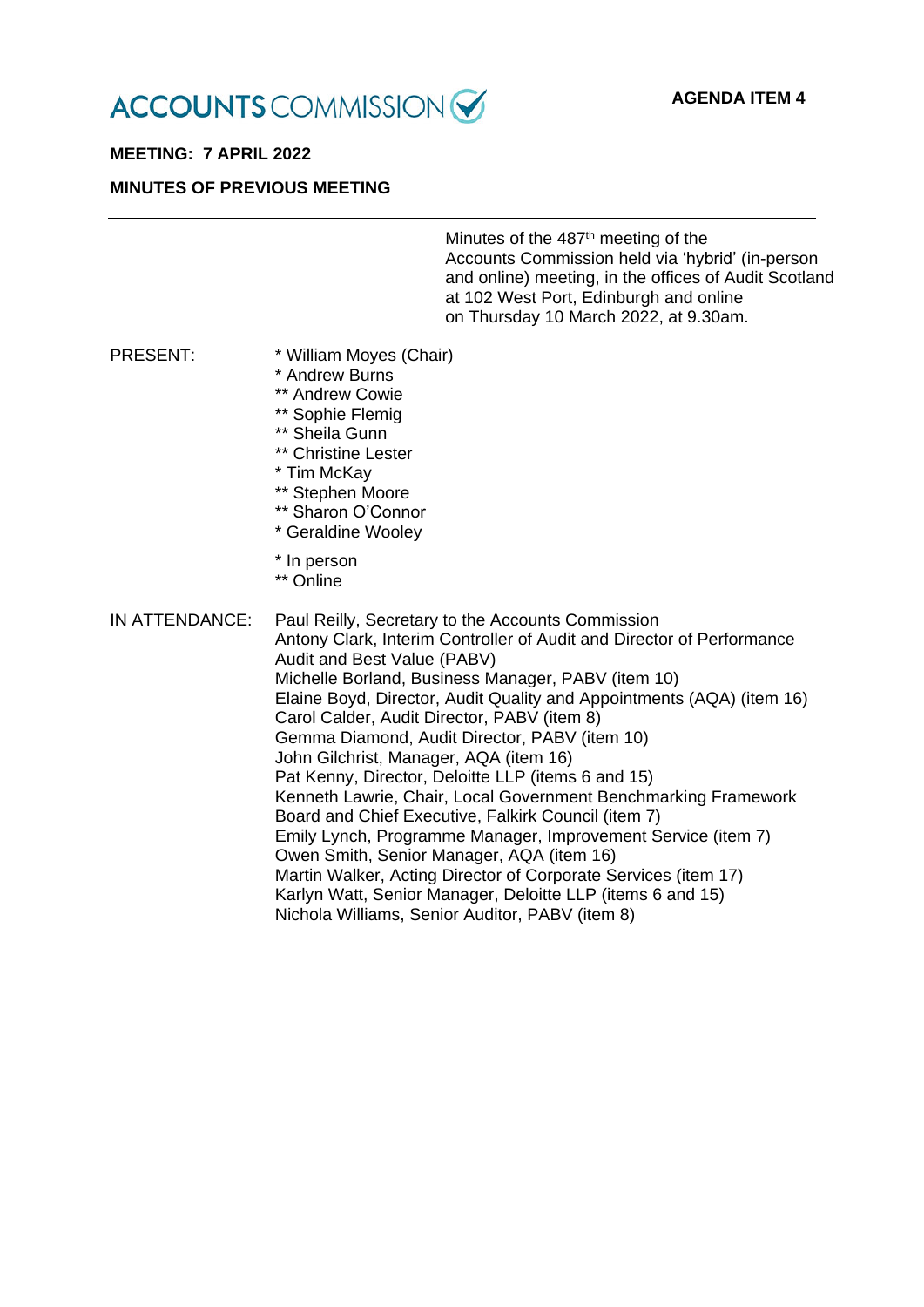ACCOUNTS COMMISSION

**AGENDA ITEM 4**

**MEETING: 7 APRIL 2022**

**MINUTES OF PREVIOUS MEETING**

---

Minutes of the 487th meeting of the Accounts Commission held via 'hybrid' (in-person and online) meeting, in the offices of Audit Scotland at 102 West Port, Edinburgh and online on Thursday 10 March 2022, at 9.30am.

PRESENT:

* William Moyes (Chair)
* Andrew Burns
** Andrew Cowie
** Sophie Flemig
** Sheila Gunn
** Christine Lester
* Tim McKay
** Stephen Moore
** Sharon O'Connor
* Geraldine Wooley

* In person
** Online

IN ATTENDANCE:

Paul Reilly, Secretary to the Accounts Commission
Antony Clark, Interim Controller of Audit and Director of Performance Audit and Best Value (PABV)
Michelle Borland, Business Manager, PABV (item 10)
Elaine Boyd, Director, Audit Quality and Appointments (AQA) (item 16)
Carol Calder, Audit Director, PABV (item 8)
Gemma Diamond, Audit Director, PABV (item 10)
John Gilchrist, Manager, AQA (item 16)
Pat Kenny, Director, Deloitte LLP (items 6 and 15)
Kenneth Lawrie, Chair, Local Government Benchmarking Framework Board and Chief Executive, Falkirk Council (item 7)
Emily Lynch, Programme Manager, Improvement Service (item 7)
Owen Smith, Senior Manager, AQA (item 16)
Martin Walker, Acting Director of Corporate Services (item 17)
Karlyn Watt, Senior Manager, Deloitte LLP (items 6 and 15)
Nichola Williams, Senior Auditor, PABV (item 8)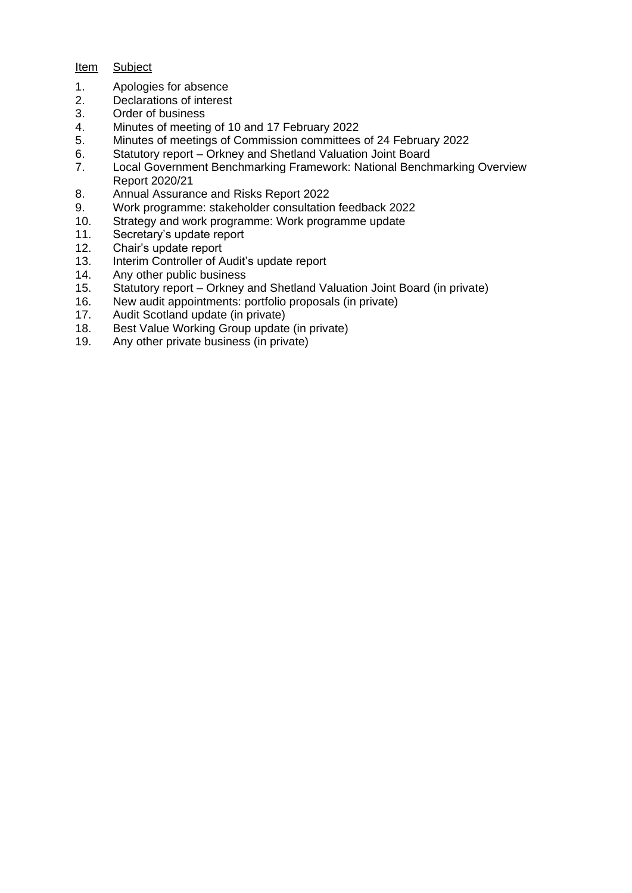| Item | Subject |
| --- | --- |
| 1. | Apologies for absence |
| 2. | Declarations of interest |
| 3. | Order of business |
| 4. | Minutes of meeting of 10 and 17 February 2022 |
| 5. | Minutes of meetings of Commission committees of 24 February 2022 |
| 6. | Statutory report – Orkney and Shetland Valuation Joint Board |
| 7. | Local Government Benchmarking Framework: National Benchmarking Overview Report 2020/21 |
| 8. | Annual Assurance and Risks Report 2022 |
| 9. | Work programme: stakeholder consultation feedback 2022 |
| 10. | Strategy and work programme: Work programme update |
| 11. | Secretary's update report |
| 12. | Chair's update report |
| 13. | Interim Controller of Audit's update report |
| 14. | Any other public business |
| 15. | Statutory report – Orkney and Shetland Valuation Joint Board (in private) |
| 16. | New audit appointments: portfolio proposals (in private) |
| 17. | Audit Scotland update (in private) |
| 18. | Best Value Working Group update (in private) |
| 19. | Any other private business (in private) |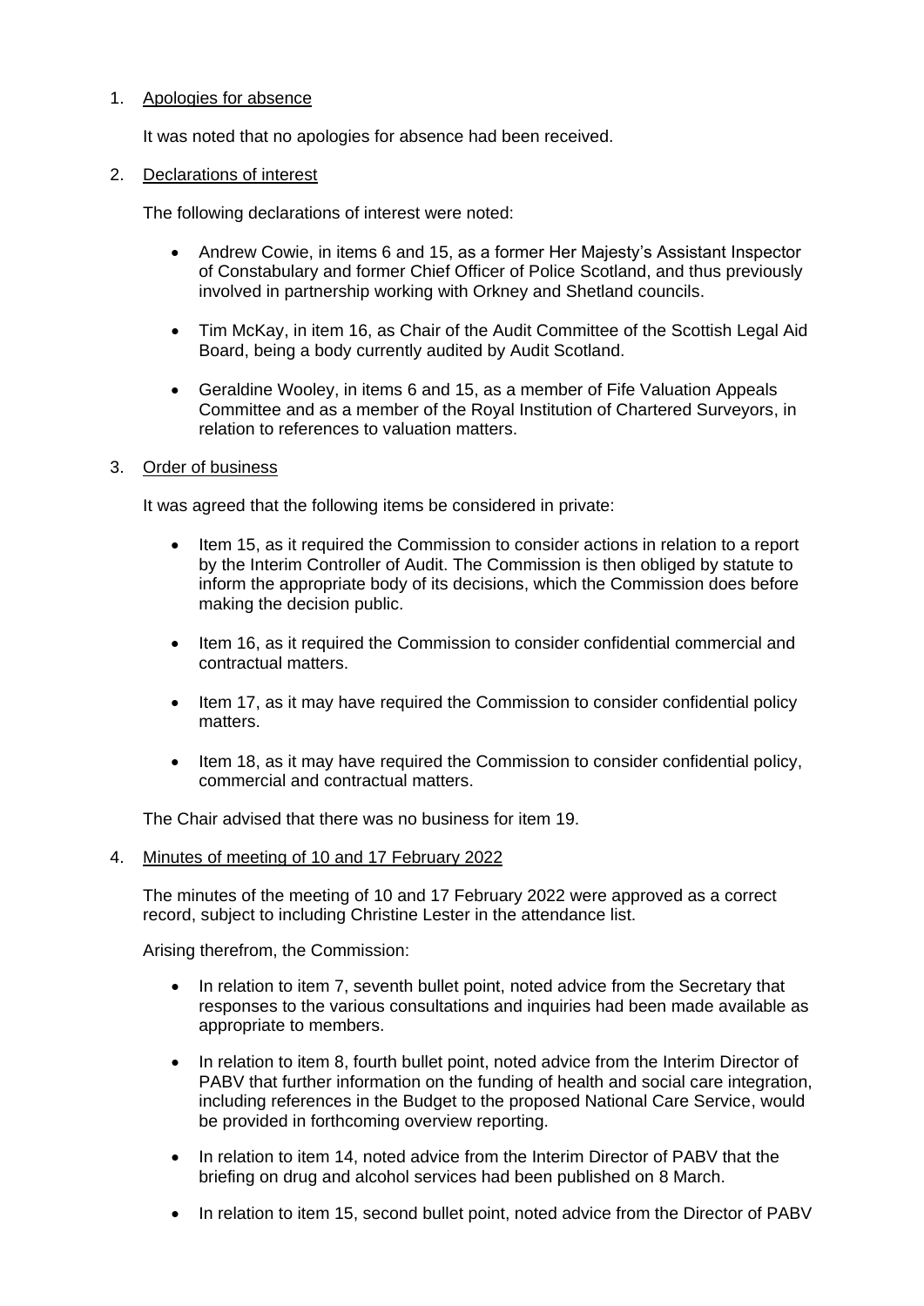1. Apologies for absence

   It was noted that no apologies for absence had been received.

2. Declarations of interest

   The following declarations of interest were noted:

   - Andrew Cowie, in items 6 and 15, as a former Her Majesty's Assistant Inspector of Constabulary and former Chief Officer of Police Scotland, and thus previously involved in partnership working with Orkney and Shetland councils.

   - Tim McKay, in item 16, as Chair of the Audit Committee of the Scottish Legal Aid Board, being a body currently audited by Audit Scotland.

   - Geraldine Wooley, in items 6 and 15, as a member of Fife Valuation Appeals Committee and as a member of the Royal Institution of Chartered Surveyors, in relation to references to valuation matters.

3. Order of business

   It was agreed that the following items be considered in private:

   - Item 15, as it required the Commission to consider actions in relation to a report by the Interim Controller of Audit. The Commission is then obliged by statute to inform the appropriate body of its decisions, which the Commission does before making the decision public.

   - Item 16, as it required the Commission to consider confidential commercial and contractual matters.

   - Item 17, as it may have required the Commission to consider confidential policy matters.

   - Item 18, as it may have required the Commission to consider confidential policy, commercial and contractual matters.

   The Chair advised that there was no business for item 19.

4. Minutes of meeting of 10 and 17 February 2022

   The minutes of the meeting of 10 and 17 February 2022 were approved as a correct record, subject to including Christine Lester in the attendance list.

   Arising therefrom, the Commission:

   - In relation to item 7, seventh bullet point, noted advice from the Secretary that responses to the various consultations and inquiries had been made available as appropriate to members.

   - In relation to item 8, fourth bullet point, noted advice from the Interim Director of PABV that further information on the funding of health and social care integration, including references in the Budget to the proposed National Care Service, would be provided in forthcoming overview reporting.

   - In relation to item 14, noted advice from the Interim Director of PABV that the briefing on drug and alcohol services had been published on 8 March.

   - In relation to item 15, second bullet point, noted advice from the Director of PABV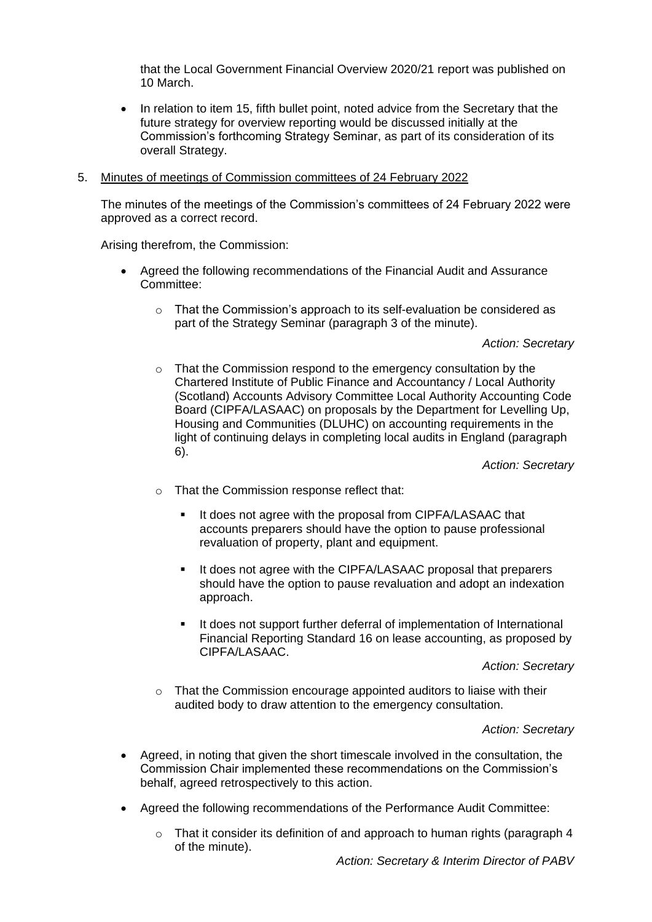that the Local Government Financial Overview 2020/21 report was published on 10 March.

- In relation to item 15, fifth bullet point, noted advice from the Secretary that the future strategy for overview reporting would be discussed initially at the Commission's forthcoming Strategy Seminar, as part of its consideration of its overall Strategy.

5. Minutes of meetings of Commission committees of 24 February 2022

The minutes of the meetings of the Commission's committees of 24 February 2022 were approved as a correct record.

Arising therefrom, the Commission:

- Agreed the following recommendations of the Financial Audit and Assurance Committee:
  - That the Commission's approach to its self-evaluation be considered as part of the Strategy Seminar (paragraph 3 of the minute).

    *Action: Secretary*

  - That the Commission respond to the emergency consultation by the Chartered Institute of Public Finance and Accountancy / Local Authority (Scotland) Accounts Advisory Committee Local Authority Accounting Code Board (CIPFA/LASAAC) on proposals by the Department for Levelling Up, Housing and Communities (DLUHC) on accounting requirements in the light of continuing delays in completing local audits in England (paragraph 6).

    *Action: Secretary*

  - That the Commission response reflect that:
    - It does not agree with the proposal from CIPFA/LASAAC that accounts preparers should have the option to pause professional revaluation of property, plant and equipment.
    - It does not agree with the CIPFA/LASAAC proposal that preparers should have the option to pause revaluation and adopt an indexation approach.
    - It does not support further deferral of implementation of International Financial Reporting Standard 16 on lease accounting, as proposed by CIPFA/LASAAC.

    *Action: Secretary*

  - That the Commission encourage appointed auditors to liaise with their audited body to draw attention to the emergency consultation.

    *Action: Secretary*

- Agreed, in noting that given the short timescale involved in the consultation, the Commission Chair implemented these recommendations on the Commission's behalf, agreed retrospectively to this action.

- Agreed the following recommendations of the Performance Audit Committee:
  - That it consider its definition of and approach to human rights (paragraph 4 of the minute).

    *Action: Secretary & Interim Director of PABV*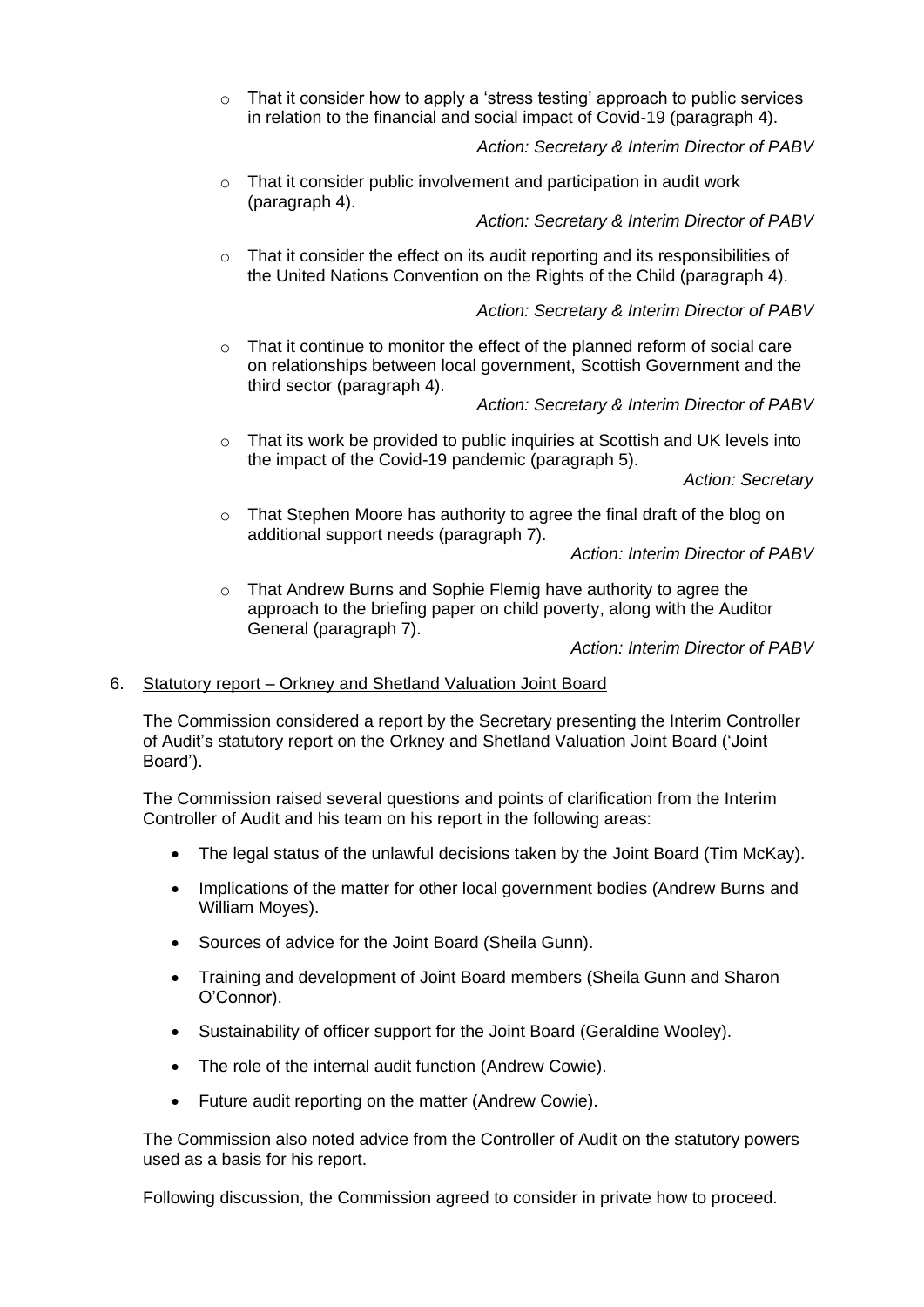- That it consider how to apply a 'stress testing' approach to public services in relation to the financial and social impact of Covid-19 (paragraph 4).

  *Action: Secretary & Interim Director of PABV*

- That it consider public involvement and participation in audit work (paragraph 4).

  *Action: Secretary & Interim Director of PABV*

- That it consider the effect on its audit reporting and its responsibilities of the United Nations Convention on the Rights of the Child (paragraph 4).

  *Action: Secretary & Interim Director of PABV*

- That it continue to monitor the effect of the planned reform of social care on relationships between local government, Scottish Government and the third sector (paragraph 4).

  *Action: Secretary & Interim Director of PABV*

- That its work be provided to public inquiries at Scottish and UK levels into the impact of the Covid-19 pandemic (paragraph 5).

  *Action: Secretary*

- That Stephen Moore has authority to agree the final draft of the blog on additional support needs (paragraph 7).

  *Action: Interim Director of PABV*

- That Andrew Burns and Sophie Flemig have authority to agree the approach to the briefing paper on child poverty, along with the Auditor General (paragraph 7).

  *Action: Interim Director of PABV*

6. Statutory report – Orkney and Shetland Valuation Joint Board

The Commission considered a report by the Secretary presenting the Interim Controller of Audit's statutory report on the Orkney and Shetland Valuation Joint Board ('Joint Board').

The Commission raised several questions and points of clarification from the Interim Controller of Audit and his team on his report in the following areas:

- The legal status of the unlawful decisions taken by the Joint Board (Tim McKay).
- Implications of the matter for other local government bodies (Andrew Burns and William Moyes).
- Sources of advice for the Joint Board (Sheila Gunn).
- Training and development of Joint Board members (Sheila Gunn and Sharon O'Connor).
- Sustainability of officer support for the Joint Board (Geraldine Wooley).
- The role of the internal audit function (Andrew Cowie).
- Future audit reporting on the matter (Andrew Cowie).

The Commission also noted advice from the Controller of Audit on the statutory powers used as a basis for his report.

Following discussion, the Commission agreed to consider in private how to proceed.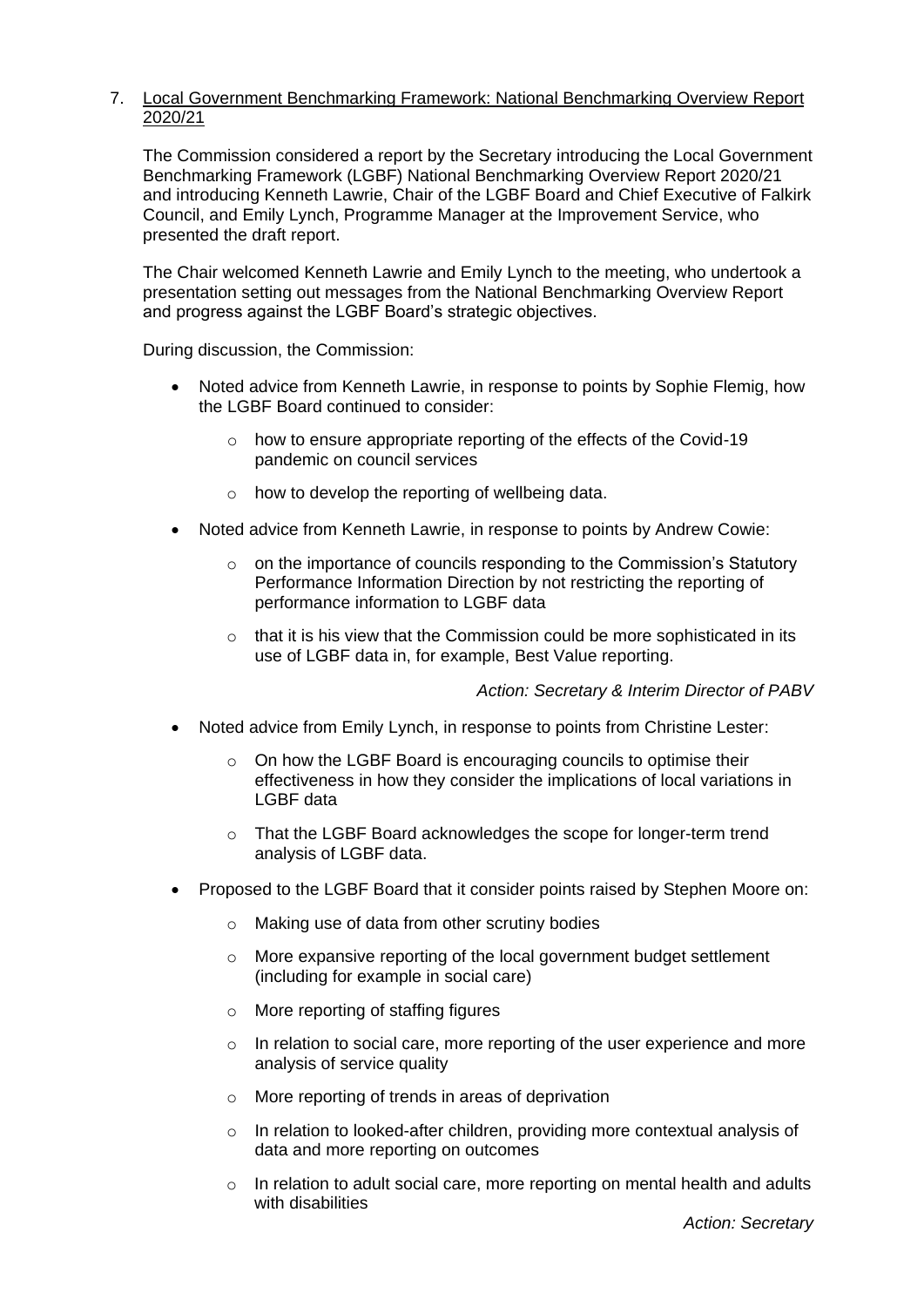7. Local Government Benchmarking Framework: National Benchmarking Overview Report 2020/21

The Commission considered a report by the Secretary introducing the Local Government Benchmarking Framework (LGBF) National Benchmarking Overview Report 2020/21 and introducing Kenneth Lawrie, Chair of the LGBF Board and Chief Executive of Falkirk Council, and Emily Lynch, Programme Manager at the Improvement Service, who presented the draft report.

The Chair welcomed Kenneth Lawrie and Emily Lynch to the meeting, who undertook a presentation setting out messages from the National Benchmarking Overview Report and progress against the LGBF Board's strategic objectives.

During discussion, the Commission:

- Noted advice from Kenneth Lawrie, in response to points by Sophie Flemig, how the LGBF Board continued to consider:
  - how to ensure appropriate reporting of the effects of the Covid-19 pandemic on council services
  - how to develop the reporting of wellbeing data.
- Noted advice from Kenneth Lawrie, in response to points by Andrew Cowie:
  - on the importance of councils responding to the Commission's Statutory Performance Information Direction by not restricting the reporting of performance information to LGBF data
  - that it is his view that the Commission could be more sophisticated in its use of LGBF data in, for example, Best Value reporting.

*Action: Secretary & Interim Director of PABV*

- Noted advice from Emily Lynch, in response to points from Christine Lester:
  - On how the LGBF Board is encouraging councils to optimise their effectiveness in how they consider the implications of local variations in LGBF data
  - That the LGBF Board acknowledges the scope for longer-term trend analysis of LGBF data.
- Proposed to the LGBF Board that it consider points raised by Stephen Moore on:
  - Making use of data from other scrutiny bodies
  - More expansive reporting of the local government budget settlement (including for example in social care)
  - More reporting of staffing figures
  - In relation to social care, more reporting of the user experience and more analysis of service quality
  - More reporting of trends in areas of deprivation
  - In relation to looked-after children, providing more contextual analysis of data and more reporting on outcomes
  - In relation to adult social care, more reporting on mental health and adults with disabilities

*Action: Secretary*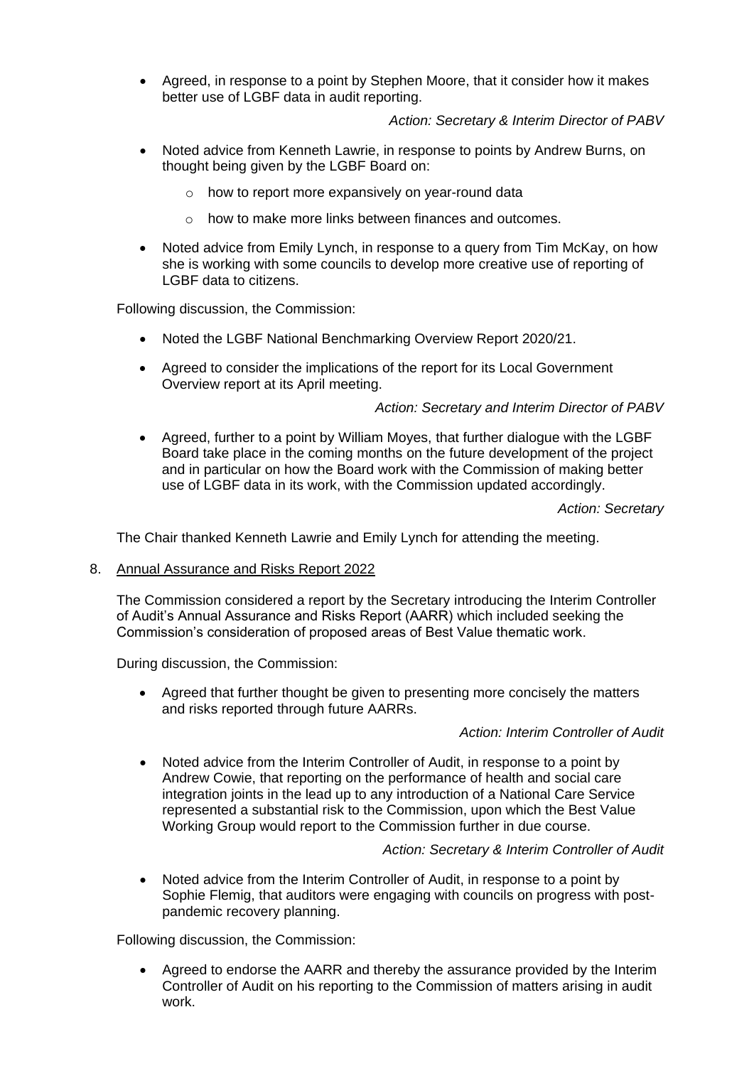- Agreed, in response to a point by Stephen Moore, that it consider how it makes better use of LGBF data in audit reporting.

  *Action: Secretary & Interim Director of PABV*

- Noted advice from Kenneth Lawrie, in response to points by Andrew Burns, on thought being given by the LGBF Board on:
  - how to report more expansively on year-round data
  - how to make more links between finances and outcomes.

- Noted advice from Emily Lynch, in response to a query from Tim McKay, on how she is working with some councils to develop more creative use of reporting of LGBF data to citizens.

Following discussion, the Commission:

- Noted the LGBF National Benchmarking Overview Report 2020/21.

- Agreed to consider the implications of the report for its Local Government Overview report at its April meeting.

  *Action: Secretary and Interim Director of PABV*

- Agreed, further to a point by William Moyes, that further dialogue with the LGBF Board take place in the coming months on the future development of the project and in particular on how the Board work with the Commission of making better use of LGBF data in its work, with the Commission updated accordingly.

  *Action: Secretary*

The Chair thanked Kenneth Lawrie and Emily Lynch for attending the meeting.

8. Annual Assurance and Risks Report 2022

The Commission considered a report by the Secretary introducing the Interim Controller of Audit's Annual Assurance and Risks Report (AARR) which included seeking the Commission's consideration of proposed areas of Best Value thematic work.

During discussion, the Commission:

- Agreed that further thought be given to presenting more concisely the matters and risks reported through future AARRs.

  *Action: Interim Controller of Audit*

- Noted advice from the Interim Controller of Audit, in response to a point by Andrew Cowie, that reporting on the performance of health and social care integration joints in the lead up to any introduction of a National Care Service represented a substantial risk to the Commission, upon which the Best Value Working Group would report to the Commission further in due course.

  *Action: Secretary & Interim Controller of Audit*

- Noted advice from the Interim Controller of Audit, in response to a point by Sophie Flemig, that auditors were engaging with councils on progress with post-pandemic recovery planning.

Following discussion, the Commission:

- Agreed to endorse the AARR and thereby the assurance provided by the Interim Controller of Audit on his reporting to the Commission of matters arising in audit work.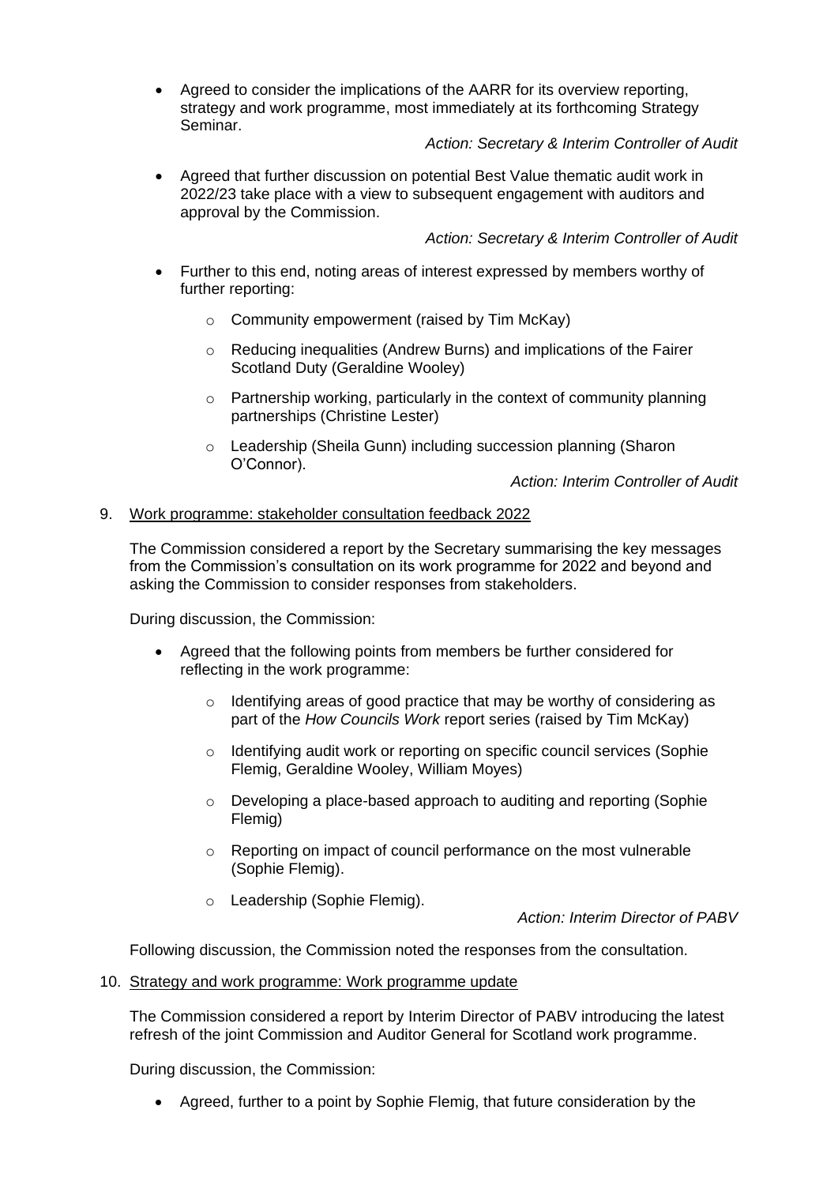- Agreed to consider the implications of the AARR for its overview reporting, strategy and work programme, most immediately at its forthcoming Strategy Seminar.

  *Action: Secretary & Interim Controller of Audit*

- Agreed that further discussion on potential Best Value thematic audit work in 2022/23 take place with a view to subsequent engagement with auditors and approval by the Commission.

  *Action: Secretary & Interim Controller of Audit*

- Further to this end, noting areas of interest expressed by members worthy of further reporting:

  - Community empowerment (raised by Tim McKay)
  - Reducing inequalities (Andrew Burns) and implications of the Fairer Scotland Duty (Geraldine Wooley)
  - Partnership working, particularly in the context of community planning partnerships (Christine Lester)
  - Leadership (Sheila Gunn) including succession planning (Sharon O'Connor).

  *Action: Interim Controller of Audit*

9. <u>Work programme: stakeholder consultation feedback 2022</u>

The Commission considered a report by the Secretary summarising the key messages from the Commission's consultation on its work programme for 2022 and beyond and asking the Commission to consider responses from stakeholders.

During discussion, the Commission:

- Agreed that the following points from members be further considered for reflecting in the work programme:

  - Identifying areas of good practice that may be worthy of considering as part of the *How Councils Work* report series (raised by Tim McKay)
  - Identifying audit work or reporting on specific council services (Sophie Flemig, Geraldine Wooley, William Moyes)
  - Developing a place-based approach to auditing and reporting (Sophie Flemig)
  - Reporting on impact of council performance on the most vulnerable (Sophie Flemig).
  - Leadership (Sophie Flemig).

  *Action: Interim Director of PABV*

Following discussion, the Commission noted the responses from the consultation.

10. <u>Strategy and work programme: Work programme update</u>

The Commission considered a report by Interim Director of PABV introducing the latest refresh of the joint Commission and Auditor General for Scotland work programme.

During discussion, the Commission:

- Agreed, further to a point by Sophie Flemig, that future consideration by the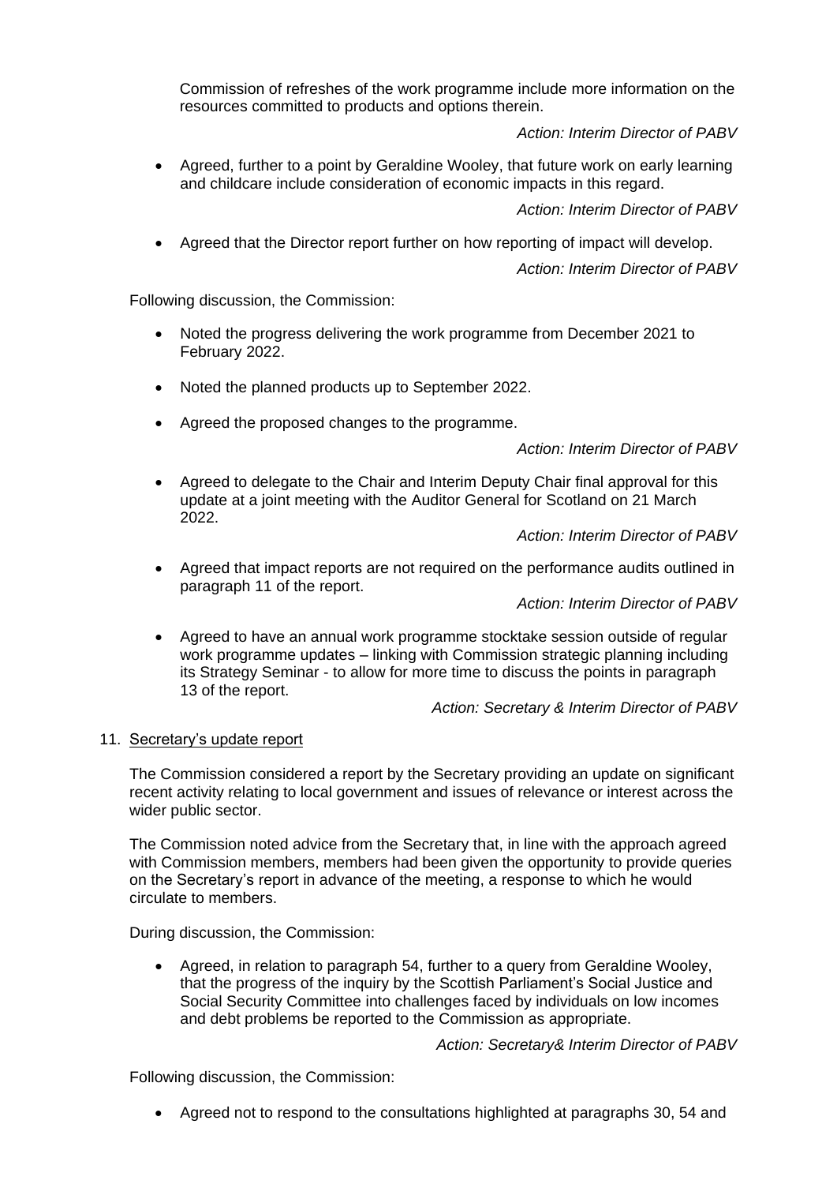Commission of refreshes of the work programme include more information on the resources committed to products and options therein.

*Action: Interim Director of PABV*

- Agreed, further to a point by Geraldine Wooley, that future work on early learning and childcare include consideration of economic impacts in this regard.

*Action: Interim Director of PABV*

- Agreed that the Director report further on how reporting of impact will develop.

*Action: Interim Director of PABV*

Following discussion, the Commission:

- Noted the progress delivering the work programme from December 2021 to February 2022.

- Noted the planned products up to September 2022.

- Agreed the proposed changes to the programme.

*Action: Interim Director of PABV*

- Agreed to delegate to the Chair and Interim Deputy Chair final approval for this update at a joint meeting with the Auditor General for Scotland on 21 March 2022.

*Action: Interim Director of PABV*

- Agreed that impact reports are not required on the performance audits outlined in paragraph 11 of the report.

*Action: Interim Director of PABV*

- Agreed to have an annual work programme stocktake session outside of regular work programme updates – linking with Commission strategic planning including its Strategy Seminar - to allow for more time to discuss the points in paragraph 13 of the report.

*Action: Secretary & Interim Director of PABV*

11. <u>Secretary's update report</u>

The Commission considered a report by the Secretary providing an update on significant recent activity relating to local government and issues of relevance or interest across the wider public sector.

The Commission noted advice from the Secretary that, in line with the approach agreed with Commission members, members had been given the opportunity to provide queries on the Secretary's report in advance of the meeting, a response to which he would circulate to members.

During discussion, the Commission:

- Agreed, in relation to paragraph 54, further to a query from Geraldine Wooley, that the progress of the inquiry by the Scottish Parliament's Social Justice and Social Security Committee into challenges faced by individuals on low incomes and debt problems be reported to the Commission as appropriate.

*Action: Secretary& Interim Director of PABV*

Following discussion, the Commission:

- Agreed not to respond to the consultations highlighted at paragraphs 30, 54 and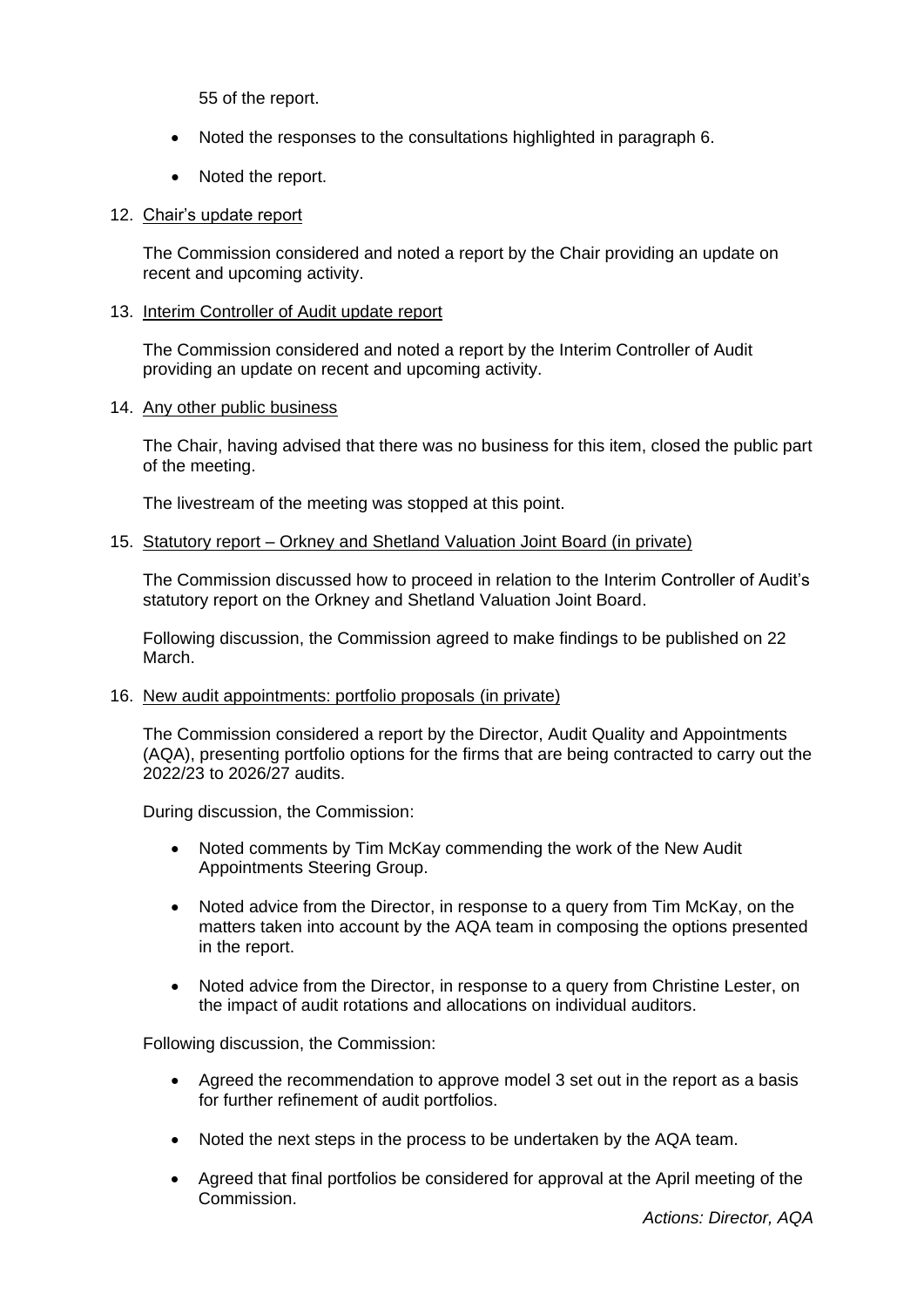55 of the report.

- Noted the responses to the consultations highlighted in paragraph 6.
- Noted the report.

12. Chair's update report

    The Commission considered and noted a report by the Chair providing an update on recent and upcoming activity.

13. Interim Controller of Audit update report

    The Commission considered and noted a report by the Interim Controller of Audit providing an update on recent and upcoming activity.

14. Any other public business

    The Chair, having advised that there was no business for this item, closed the public part of the meeting.

    The livestream of the meeting was stopped at this point.

15. Statutory report – Orkney and Shetland Valuation Joint Board (in private)

    The Commission discussed how to proceed in relation to the Interim Controller of Audit's statutory report on the Orkney and Shetland Valuation Joint Board.

    Following discussion, the Commission agreed to make findings to be published on 22 March.

16. New audit appointments: portfolio proposals (in private)

    The Commission considered a report by the Director, Audit Quality and Appointments (AQA), presenting portfolio options for the firms that are being contracted to carry out the 2022/23 to 2026/27 audits.

    During discussion, the Commission:

    - Noted comments by Tim McKay commending the work of the New Audit Appointments Steering Group.
    - Noted advice from the Director, in response to a query from Tim McKay, on the matters taken into account by the AQA team in composing the options presented in the report.
    - Noted advice from the Director, in response to a query from Christine Lester, on the impact of audit rotations and allocations on individual auditors.

    Following discussion, the Commission:

    - Agreed the recommendation to approve model 3 set out in the report as a basis for further refinement of audit portfolios.
    - Noted the next steps in the process to be undertaken by the AQA team.
    - Agreed that final portfolios be considered for approval at the April meeting of the Commission.

    *Actions: Director, AQA*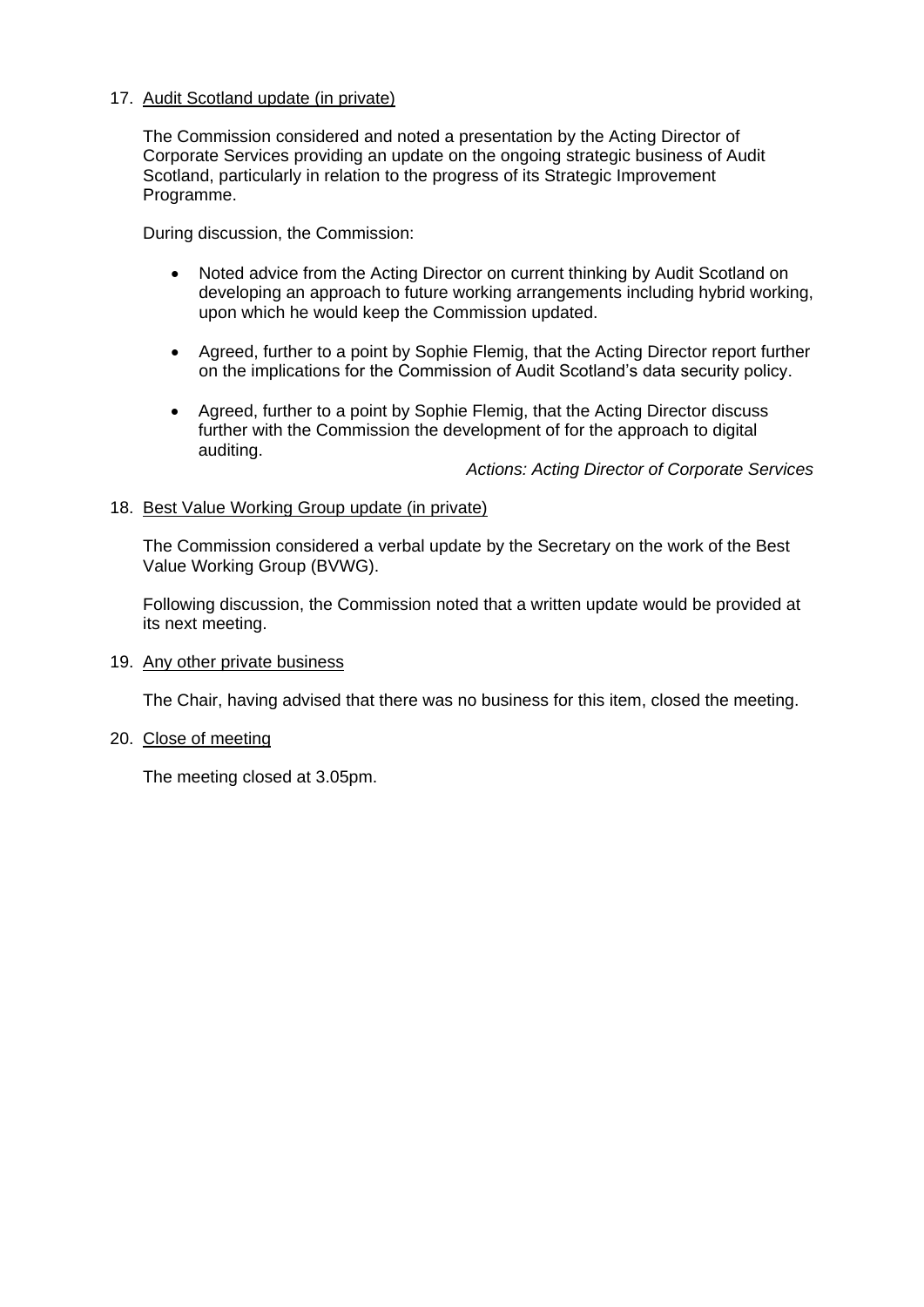17. Audit Scotland update (in private)

    The Commission considered and noted a presentation by the Acting Director of Corporate Services providing an update on the ongoing strategic business of Audit Scotland, particularly in relation to the progress of its Strategic Improvement Programme.

    During discussion, the Commission:

    - Noted advice from the Acting Director on current thinking by Audit Scotland on developing an approach to future working arrangements including hybrid working, upon which he would keep the Commission updated.

    - Agreed, further to a point by Sophie Flemig, that the Acting Director report further on the implications for the Commission of Audit Scotland's data security policy.

    - Agreed, further to a point by Sophie Flemig, that the Acting Director discuss further with the Commission the development of for the approach to digital auditing.

    *Actions: Acting Director of Corporate Services*

18. Best Value Working Group update (in private)

    The Commission considered a verbal update by the Secretary on the work of the Best Value Working Group (BVWG).

    Following discussion, the Commission noted that a written update would be provided at its next meeting.

19. Any other private business

    The Chair, having advised that there was no business for this item, closed the meeting.

20. Close of meeting

    The meeting closed at 3.05pm.